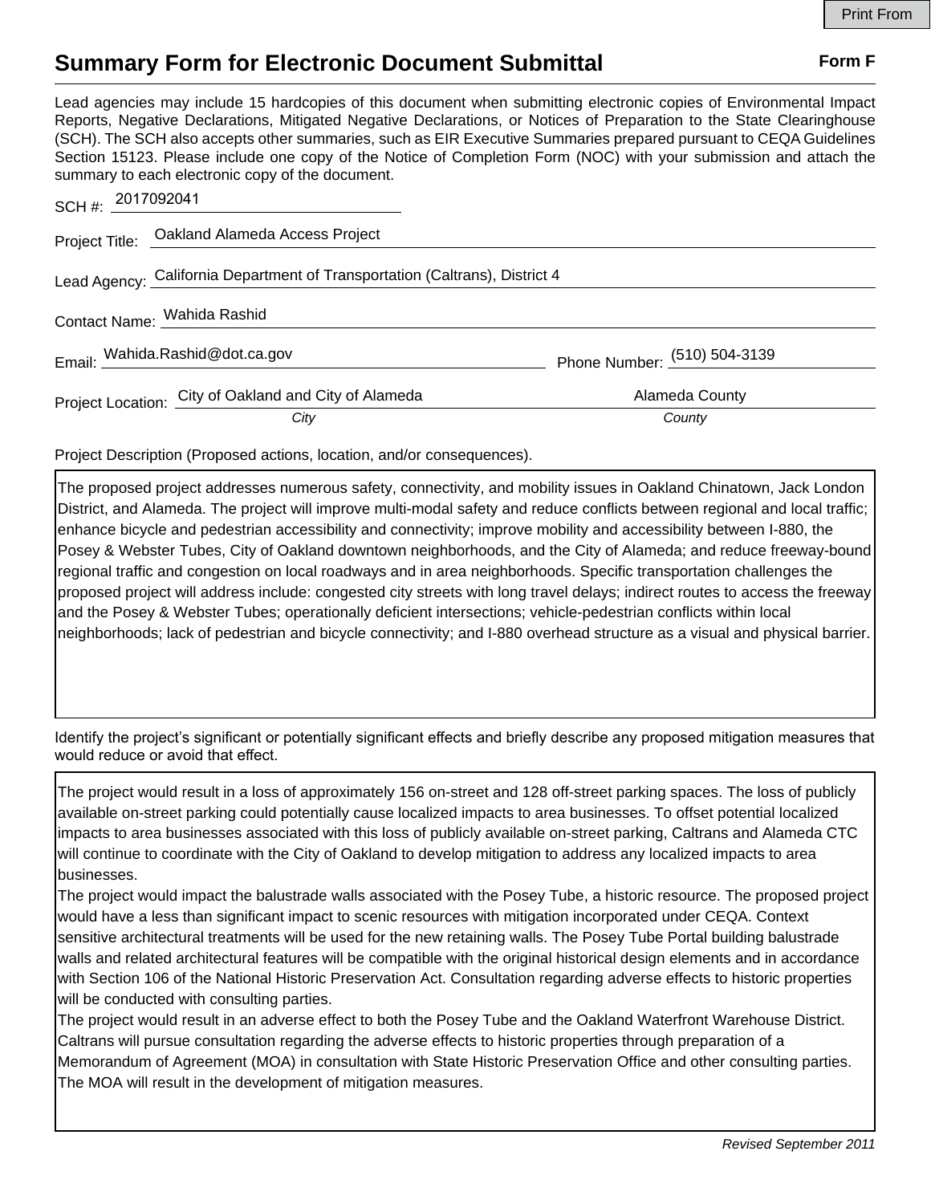# Summary Form for Electronic Document Submittal

**Form F**

Lead agencies may include 15 hardcopies of this document when submitting electronic copies of Environmental Impact Reports, Negative Declarations, Mitigated Negative Declarations, or Notices of Preparation to the State Clearinghouse (SCH). The SCH also accepts other summaries, such as EIR Executive Summaries prepared pursuant to CEQA Guidelines Section 15123. Please include one copy of the Notice of Completion Form (NOC) with your submission and attach the summary to each electronic copy of the document.

SCH #: 2017092041

Project Title: Oakland Alameda Access Project

Lead Agency: California Department of Transportation (Caltrans), District 4

Contact Name: Wahida Rashid

Email: Wahida.Rashid@dot.ca.gov

Phone Number: (510) 504-3139

Project Location: City of Oakland and City of Alameda (*City*), Alameda County (*County*)

Project Description (Proposed actions, location, and/or consequences).

The proposed project addresses numerous safety, connectivity, and mobility issues in Oakland Chinatown, Jack London District, and Alameda. The project will improve multi-modal safety and reduce conflicts between regional and local traffic; enhance bicycle and pedestrian accessibility and connectivity; improve mobility and accessibility between I-880, the Posey & Webster Tubes, City of Oakland downtown neighborhoods, and the City of Alameda; and reduce freeway-bound regional traffic and congestion on local roadways and in area neighborhoods. Specific transportation challenges the proposed project will address include: congested city streets with long travel delays; indirect routes to access the freeway and the Posey & Webster Tubes; operationally deficient intersections; vehicle-pedestrian conflicts within local neighborhoods; lack of pedestrian and bicycle connectivity; and I-880 overhead structure as a visual and physical barrier.

Identify the project's significant or potentially significant effects and briefly describe any proposed mitigation measures that would reduce or avoid that effect.

The project would result in a loss of approximately 156 on-street and 128 off-street parking spaces. The loss of publicly available on-street parking could potentially cause localized impacts to area businesses. To offset potential localized impacts to area businesses associated with this loss of publicly available on-street parking, Caltrans and Alameda CTC will continue to coordinate with the City of Oakland to develop mitigation to address any localized impacts to area businesses.

The project would impact the balustrade walls associated with the Posey Tube, a historic resource. The proposed project would have a less than significant impact to scenic resources with mitigation incorporated under CEQA. Context sensitive architectural treatments will be used for the new retaining walls. The Posey Tube Portal building balustrade walls and related architectural features will be compatible with the original historical design elements and in accordance with Section 106 of the National Historic Preservation Act. Consultation regarding adverse effects to historic properties will be conducted with consulting parties.

The project would result in an adverse effect to both the Posey Tube and the Oakland Waterfront Warehouse District. Caltrans will pursue consultation regarding the adverse effects to historic properties through preparation of a Memorandum of Agreement (MOA) in consultation with State Historic Preservation Office and other consulting parties. The MOA will result in the development of mitigation measures.

*Revised September 2011*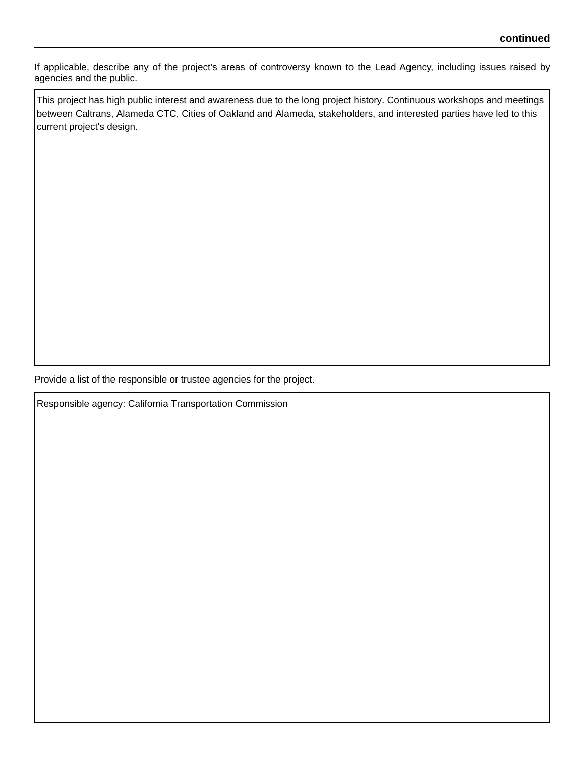**continued**

If applicable, describe any of the project's areas of controversy known to the Lead Agency, including issues raised by agencies and the public.

This project has high public interest and awareness due to the long project history. Continuous workshops and meetings between Caltrans, Alameda CTC, Cities of Oakland and Alameda, stakeholders, and interested parties have led to this current project's design.

Provide a list of the responsible or trustee agencies for the project.

Responsible agency: California Transportation Commission